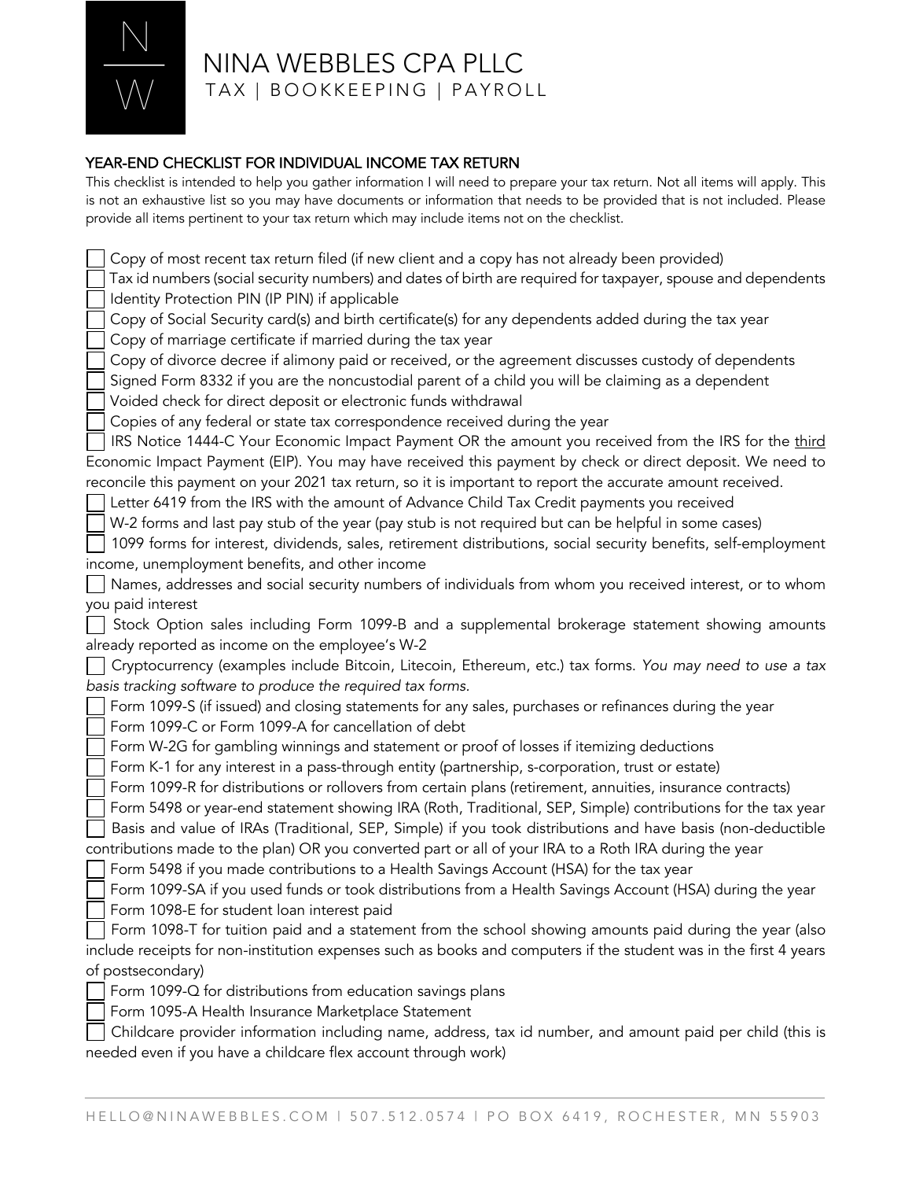# NINA WEBBLES CPA PLLC

TAX | BOOKKEEPING | PAYROLL

## YEAR-END CHECKLIST FOR INDIVIDUAL INCOME TAX RETURN

This checklist is intended to help you gather information I will need to prepare your tax return. Not all items will apply. This is not an exhaustive list so you may have documents or information that needs to be provided that is not included. Please provide all items pertinent to your tax return which may include items not on the checklist.

- [ ] Copy of most recent tax return filed (if new client and a copy has not already been provided)
- [ ] Tax id numbers (social security numbers) and dates of birth are required for taxpayer, spouse and dependents
- [ ] Identity Protection PIN (IP PIN) if applicable
- [ ] Copy of Social Security card(s) and birth certificate(s) for any dependents added during the tax year
- [ ] Copy of marriage certificate if married during the tax year
- [ ] Copy of divorce decree if alimony paid or received, or the agreement discusses custody of dependents
- [ ] Signed Form 8332 if you are the noncustodial parent of a child you will be claiming as a dependent
- [ ] Voided check for direct deposit or electronic funds withdrawal
- [ ] Copies of any federal or state tax correspondence received during the year
- [ ] IRS Notice 1444-C Your Economic Impact Payment OR the amount you received from the IRS for the <u>third</u> Economic Impact Payment (EIP). You may have received this payment by check or direct deposit. We need to reconcile this payment on your 2021 tax return, so it is important to report the accurate amount received.
- [ ] Letter 6419 from the IRS with the amount of Advance Child Tax Credit payments you received
- [ ] W-2 forms and last pay stub of the year (pay stub is not required but can be helpful in some cases)
- [ ] 1099 forms for interest, dividends, sales, retirement distributions, social security benefits, self-employment income, unemployment benefits, and other income
- [ ] Names, addresses and social security numbers of individuals from whom you received interest, or to whom you paid interest
- [ ] Stock Option sales including Form 1099-B and a supplemental brokerage statement showing amounts already reported as income on the employee's W-2
- [ ] Cryptocurrency (examples include Bitcoin, Litecoin, Ethereum, etc.) tax forms. *You may need to use a tax basis tracking software to produce the required tax forms.*
- [ ] Form 1099-S (if issued) and closing statements for any sales, purchases or refinances during the year
- [ ] Form 1099-C or Form 1099-A for cancellation of debt
- [ ] Form W-2G for gambling winnings and statement or proof of losses if itemizing deductions
- [ ] Form K-1 for any interest in a pass-through entity (partnership, s-corporation, trust or estate)
- [ ] Form 1099-R for distributions or rollovers from certain plans (retirement, annuities, insurance contracts)
- [ ] Form 5498 or year-end statement showing IRA (Roth, Traditional, SEP, Simple) contributions for the tax year
- [ ] Basis and value of IRAs (Traditional, SEP, Simple) if you took distributions and have basis (non-deductible contributions made to the plan) OR you converted part or all of your IRA to a Roth IRA during the year
- [ ] Form 5498 if you made contributions to a Health Savings Account (HSA) for the tax year
- [ ] Form 1099-SA if you used funds or took distributions from a Health Savings Account (HSA) during the year
- [ ] Form 1098-E for student loan interest paid
- [ ] Form 1098-T for tuition paid and a statement from the school showing amounts paid during the year (also include receipts for non-institution expenses such as books and computers if the student was in the first 4 years of postsecondary)
- [ ] Form 1099-Q for distributions from education savings plans
- [ ] Form 1095-A Health Insurance Marketplace Statement
- [ ] Childcare provider information including name, address, tax id number, and amount paid per child (this is needed even if you have a childcare flex account through work)

HELLO@NINAWEBBLES.COM | 507.512.0574 | PO BOX 6419, ROCHESTER, MN 55903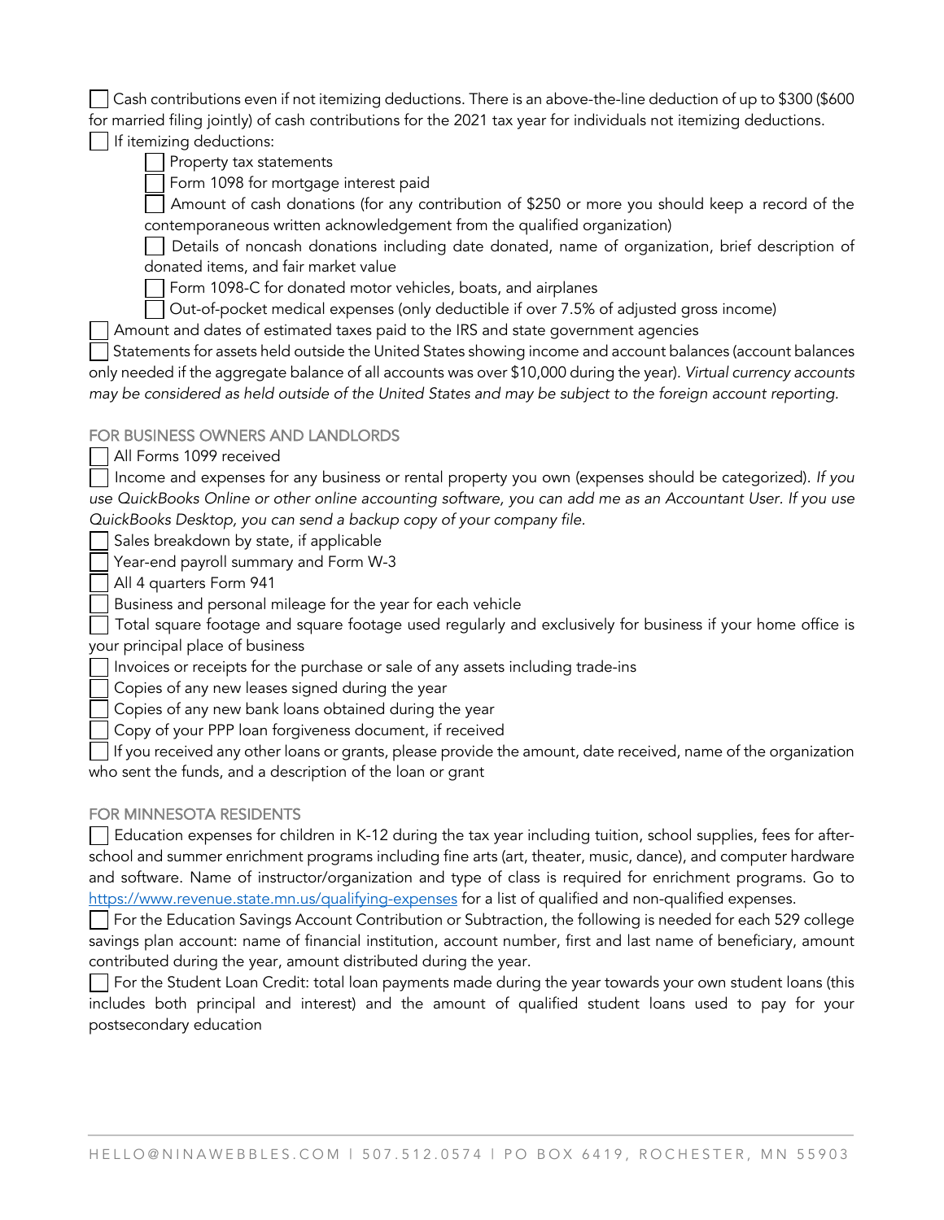- [ ] Cash contributions even if not itemizing deductions. There is an above-the-line deduction of up to $300 ($600 for married filing jointly) of cash contributions for the 2021 tax year for individuals not itemizing deductions.
- [ ] If itemizing deductions:
  - [ ] Property tax statements
  - [ ] Form 1098 for mortgage interest paid
  - [ ] Amount of cash donations (for any contribution of $250 or more you should keep a record of the contemporaneous written acknowledgement from the qualified organization)
  - [ ] Details of noncash donations including date donated, name of organization, brief description of donated items, and fair market value
  - [ ] Form 1098-C for donated motor vehicles, boats, and airplanes
  - [ ] Out-of-pocket medical expenses (only deductible if over 7.5% of adjusted gross income)
- [ ] Amount and dates of estimated taxes paid to the IRS and state government agencies
- [ ] Statements for assets held outside the United States showing income and account balances (account balances only needed if the aggregate balance of all accounts was over $10,000 during the year). *Virtual currency accounts may be considered as held outside of the United States and may be subject to the foreign account reporting.*

## FOR BUSINESS OWNERS AND LANDLORDS

- [ ] All Forms 1099 received
- [ ] Income and expenses for any business or rental property you own (expenses should be categorized). *If you use QuickBooks Online or other online accounting software, you can add me as an Accountant User. If you use QuickBooks Desktop, you can send a backup copy of your company file.*
- [ ] Sales breakdown by state, if applicable
- [ ] Year-end payroll summary and Form W-3
- [ ] All 4 quarters Form 941
- [ ] Business and personal mileage for the year for each vehicle
- [ ] Total square footage and square footage used regularly and exclusively for business if your home office is your principal place of business
- [ ] Invoices or receipts for the purchase or sale of any assets including trade-ins
- [ ] Copies of any new leases signed during the year
- [ ] Copies of any new bank loans obtained during the year
- [ ] Copy of your PPP loan forgiveness document, if received
- [ ] If you received any other loans or grants, please provide the amount, date received, name of the organization who sent the funds, and a description of the loan or grant

## FOR MINNESOTA RESIDENTS

- [ ] Education expenses for children in K-12 during the tax year including tuition, school supplies, fees for after-school and summer enrichment programs including fine arts (art, theater, music, dance), and computer hardware and software. Name of instructor/organization and type of class is required for enrichment programs. Go to [https://www.revenue.state.mn.us/qualifying-expenses](https://www.revenue.state.mn.us/qualifying-expenses) for a list of qualified and non-qualified expenses.
- [ ] For the Education Savings Account Contribution or Subtraction, the following is needed for each 529 college savings plan account: name of financial institution, account number, first and last name of beneficiary, amount contributed during the year, amount distributed during the year.
- [ ] For the Student Loan Credit: total loan payments made during the year towards your own student loans (this includes both principal and interest) and the amount of qualified student loans used to pay for your postsecondary education

HELLO@NINAWEBBLES.COM | 507.512.0574 | PO BOX 6419, ROCHESTER, MN 55903